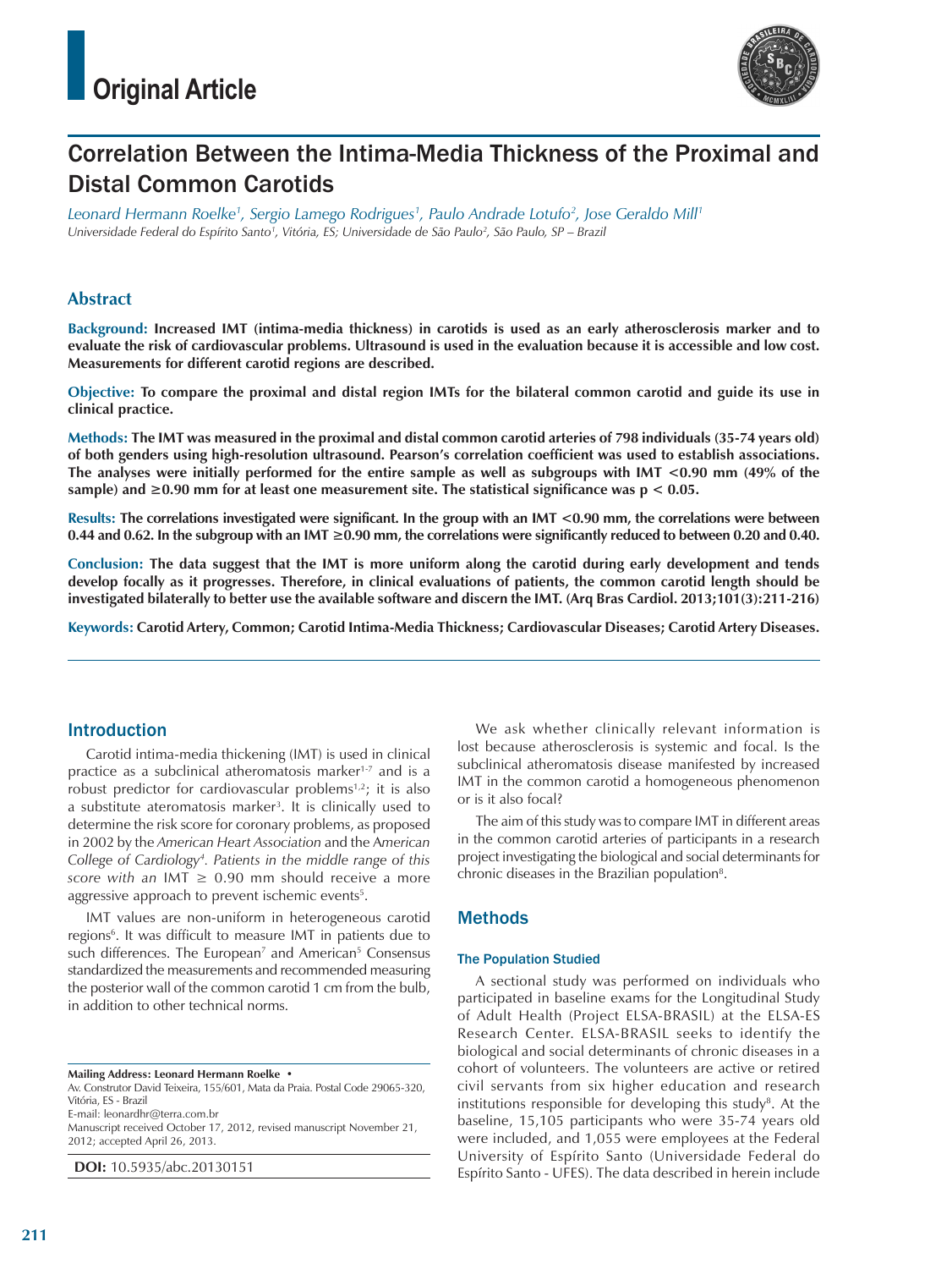# Original Article

# Correlation Between the Intima-Media Thickness of the Proximal and Distal Common Carotids

*Leonard Hermann Roelke[1], Sergio Lamego Rodrigues[1], Paulo Andrade Lotufo[2], Jose Geraldo Mill[1]*
*Universidade Federal do Espírito Santo[1], Vitória, ES; Universidade de São Paulo[2], São Paulo, SP – Brazil*

## Abstract

**Background: Increased IMT (intima-media thickness) in carotids is used as an early atherosclerosis marker and to evaluate the risk of cardiovascular problems. Ultrasound is used in the evaluation because it is accessible and low cost. Measurements for different carotid regions are described.**

**Objective: To compare the proximal and distal region IMTs for the bilateral common carotid and guide its use in clinical practice.**

**Methods: The IMT was measured in the proximal and distal common carotid arteries of 798 individuals (35-74 years old) of both genders using high-resolution ultrasound. Pearson's correlation coefficient was used to establish associations. The analyses were initially performed for the entire sample as well as subgroups with IMT <0.90 mm (49% of the sample) and ≥0.90 mm for at least one measurement site. The statistical significance was $p < 0.05$.**

**Results: The correlations investigated were significant. In the group with an IMT <0.90 mm, the correlations were between 0.44 and 0.62. In the subgroup with an IMT ≥0.90 mm, the correlations were significantly reduced to between 0.20 and 0.40.**

**Conclusion: The data suggest that the IMT is more uniform along the carotid during early development and tends develop focally as it progresses. Therefore, in clinical evaluations of patients, the common carotid length should be investigated bilaterally to better use the available software and discern the IMT. (Arq Bras Cardiol. 2013;101(3):211-216)**

**Keywords: Carotid Artery, Common; Carotid Intima-Media Thickness; Cardiovascular Diseases; Carotid Artery Diseases.**

## Introduction

Carotid intima-media thickening (IMT) is used in clinical practice as a subclinical atheromatosis marker[1-7] and is a robust predictor for cardiovascular problems[1,2]; it is also a substitute ateromatosis marker[3]. It is clinically used to determine the risk score for coronary problems, as proposed in 2002 by the *American Heart Association* and the *American College of Cardiology*[4]. *Patients in the middle range of this score with an* IMT ≥ 0.90 mm should receive a more aggressive approach to prevent ischemic events[5].

IMT values are non-uniform in heterogeneous carotid regions[6]. It was difficult to measure IMT in patients due to such differences. The European[7] and American[5] Consensus standardized the measurements and recommended measuring the posterior wall of the common carotid 1 cm from the bulb, in addition to other technical norms.

We ask whether clinically relevant information is lost because atherosclerosis is systemic and focal. Is the subclinical atheromatosis disease manifested by increased IMT in the common carotid a homogeneous phenomenon or is it also focal?

The aim of this study was to compare IMT in different areas in the common carotid arteries of participants in a research project investigating the biological and social determinants for chronic diseases in the Brazilian population[8].

## Methods

### The Population Studied

A sectional study was performed on individuals who participated in baseline exams for the Longitudinal Study of Adult Health (Project ELSA-BRASIL) at the ELSA-ES Research Center. ELSA-BRASIL seeks to identify the biological and social determinants of chronic diseases in a cohort of volunteers. The volunteers are active or retired civil servants from six higher education and research institutions responsible for developing this study[8]. At the baseline, 15,105 participants who were 35-74 years old were included, and 1,055 were employees at the Federal University of Espírito Santo (Universidade Federal do Espírito Santo - UFES). The data described in herein include

**Mailing Address: Leonard Hermann Roelke •**
Av. Construtor David Teixeira, 155/601, Mata da Praia. Postal Code 29065-320, Vitória, ES - Brazil
E-mail: leonardhr@terra.com.br
Manuscript received October 17, 2012, revised manuscript November 21, 2012; accepted April 26, 2013.

**DOI:** 10.5935/abc.20130151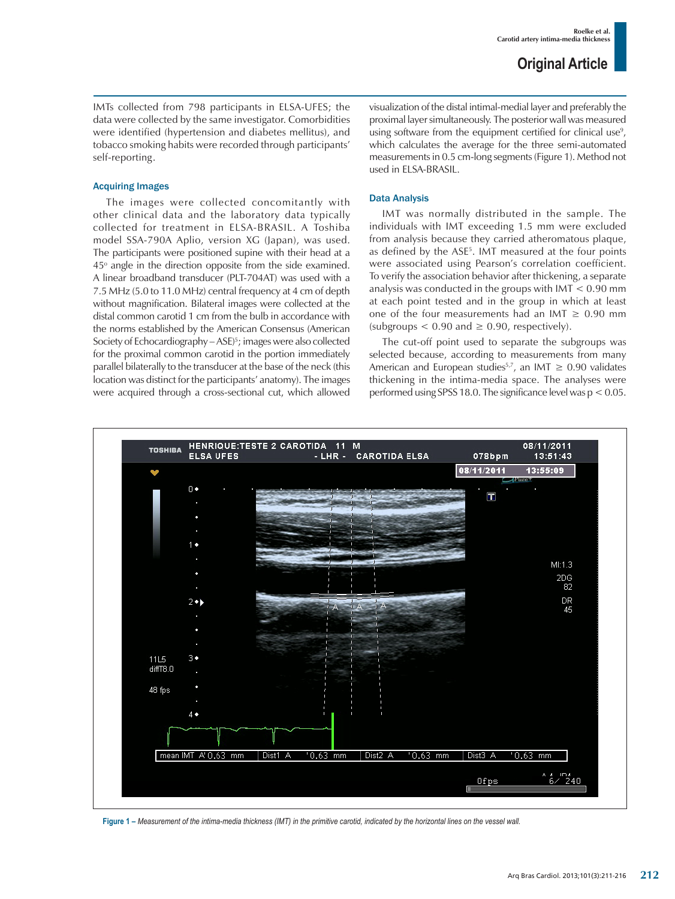IMTs collected from 798 participants in ELSA-UFES; the data were collected by the same investigator. Comorbidities were identified (hypertension and diabetes mellitus), and tobacco smoking habits were recorded through participants' self-reporting.

### Acquiring Images

The images were collected concomitantly with other clinical data and the laboratory data typically collected for treatment in ELSA-BRASIL. A Toshiba model SSA-790A Aplio, version XG (Japan), was used. The participants were positioned supine with their head at a 45° angle in the direction opposite from the side examined. A linear broadband transducer (PLT-704AT) was used with a 7.5 MHz (5.0 to 11.0 MHz) central frequency at 4 cm of depth without magnification. Bilateral images were collected at the distal common carotid 1 cm from the bulb in accordance with the norms established by the American Consensus (American Society of Echocardiography – ASE)[5]; images were also collected for the proximal common carotid in the portion immediately parallel bilaterally to the transducer at the base of the neck (this location was distinct for the participants' anatomy). The images were acquired through a cross-sectional cut, which allowed visualization of the distal intimal-medial layer and preferably the proximal layer simultaneously. The posterior wall was measured using software from the equipment certified for clinical use[9], which calculates the average for the three semi-automated measurements in 0.5 cm-long segments (Figure 1). Method not used in ELSA-BRASIL.

### Data Analysis

IMT was normally distributed in the sample. The individuals with IMT exceeding 1.5 mm were excluded from analysis because they carried atheromatous plaque, as defined by the ASE[5]. IMT measured at the four points were associated using Pearson's correlation coefficient. To verify the association behavior after thickening, a separate analysis was conducted in the groups with IMT < 0.90 mm at each point tested and in the group in which at least one of the four measurements had an IMT ≥ 0.90 mm (subgroups < 0.90 and ≥ 0.90, respectively).

The cut-off point used to separate the subgroups was selected because, according to measurements from many American and European studies[5,7], an IMT ≥ 0.90 validates thickening in the intima-media space. The analyses were performed using SPSS 18.0. The significance level was $p < 0.05$.

**Figure 1** – *Measurement of the intima-media thickness (IMT) in the primitive carotid, indicated by the horizontal lines on the vessel wall.*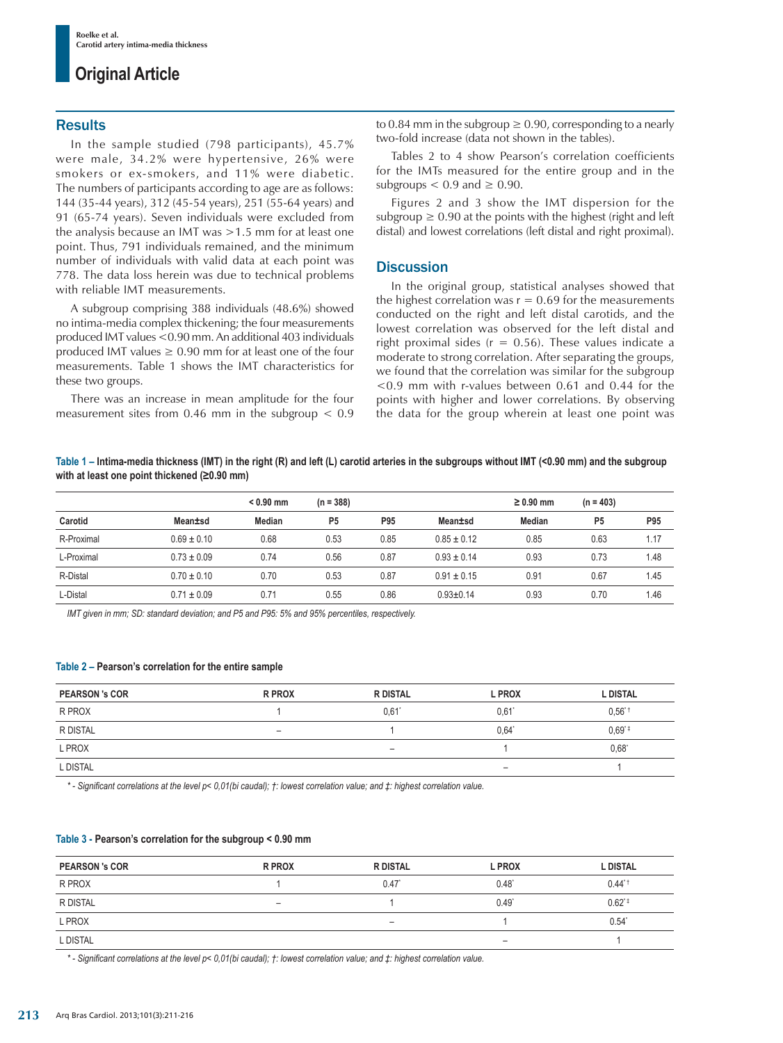## Results

In the sample studied (798 participants), 45.7% were male, 34.2% were hypertensive, 26% were smokers or ex-smokers, and 11% were diabetic. The numbers of participants according to age are as follows: 144 (35-44 years), 312 (45-54 years), 251 (55-64 years) and 91 (65-74 years). Seven individuals were excluded from the analysis because an IMT was >1.5 mm for at least one point. Thus, 791 individuals remained, and the minimum number of individuals with valid data at each point was 778. The data loss herein was due to technical problems with reliable IMT measurements.

A subgroup comprising 388 individuals (48.6%) showed no intima-media complex thickening; the four measurements produced IMT values <0.90 mm. An additional 403 individuals produced IMT values ≥ 0.90 mm for at least one of the four measurements. Table 1 shows the IMT characteristics for these two groups.

There was an increase in mean amplitude for the four measurement sites from 0.46 mm in the subgroup < 0.9 to 0.84 mm in the subgroup ≥ 0.90, corresponding to a nearly two-fold increase (data not shown in the tables).

Tables 2 to 4 show Pearson's correlation coefficients for the IMTs measured for the entire group and in the subgroups < 0.9 and ≥ 0.90.

Figures 2 and 3 show the IMT dispersion for the subgroup ≥ 0.90 at the points with the highest (right and left distal) and lowest correlations (left distal and right proximal).

## Discussion

In the original group, statistical analyses showed that the highest correlation was r = 0.69 for the measurements conducted on the right and left distal carotids, and the lowest correlation was observed for the left distal and right proximal sides (r = 0.56). These values indicate a moderate to strong correlation. After separating the groups, we found that the correlation was similar for the subgroup <0.9 mm with r-values between 0.61 and 0.44 for the points with higher and lower correlations. By observing the data for the group wherein at least one point was

**Table 1 – Intima-media thickness (IMT) in the right (R) and left (L) carotid arteries in the subgroups without IMT (<0.90 mm) and the subgroup with at least one point thickened (≥0.90 mm)**

| | < 0.90 mm (n = 388) | | | | ≥ 0.90 mm (n = 403) | | | |
|---|---|---|---|---|---|---|---|---|
| Carotid | Mean±sd | Median | P5 | P95 | Mean±sd | Median | P5 | P95 |
| R-Proximal | 0.69 ± 0.10 | 0.68 | 0.53 | 0.85 | 0.85 ± 0.12 | 0.85 | 0.63 | 1.17 |
| L-Proximal | 0.73 ± 0.09 | 0.74 | 0.56 | 0.87 | 0.93 ± 0.14 | 0.93 | 0.73 | 1.48 |
| R-Distal | 0.70 ± 0.10 | 0.70 | 0.53 | 0.87 | 0.91 ± 0.15 | 0.91 | 0.67 | 1.45 |
| L-Distal | 0.71 ± 0.09 | 0.71 | 0.55 | 0.86 | 0.93±0.14 | 0.93 | 0.70 | 1.46 |

*IMT given in mm; SD: standard deviation; and P5 and P95: 5% and 95% percentiles, respectively.*

**Table 2 – Pearson's correlation for the entire sample**

| PEARSON 's COR | R PROX | R DISTAL | L PROX | L DISTAL |
|---|---|---|---|---|
| R PROX | 1 | 0,61* | 0,61* | 0,56*† |
| R DISTAL | – | 1 | 0,64* | 0,69*‡ |
| L PROX | | – | 1 | 0,68* |
| L DISTAL | | | – | 1 |

*\* - Significant correlations at the level p< 0,01(bi caudal); †: lowest correlation value; and ‡: highest correlation value.*

**Table 3 - Pearson's correlation for the subgroup < 0.90 mm**

| PEARSON 's COR | R PROX | R DISTAL | L PROX | L DISTAL |
|---|---|---|---|---|
| R PROX | 1 | 0.47* | 0.48* | 0.44*† |
| R DISTAL | – | 1 | 0.49* | 0.62*‡ |
| L PROX | | – | 1 | 0.54* |
| L DISTAL | | | – | 1 |

*\* - Significant correlations at the level p< 0,01(bi caudal); †: lowest correlation value; and ‡: highest correlation value.*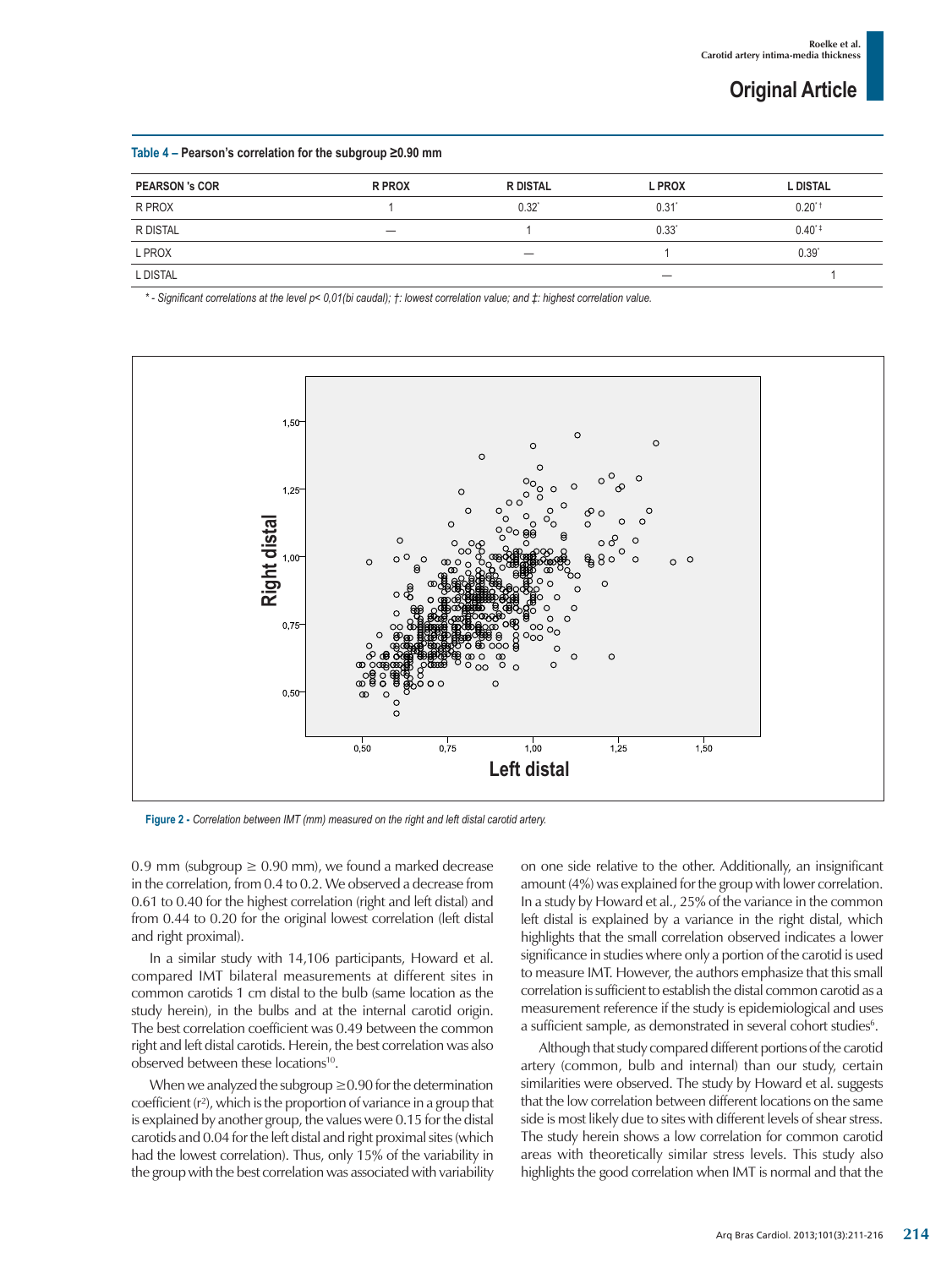**Table 4 – Pearson's correlation for the subgroup ≥0.90 mm**

| PEARSON 's COR | R PROX | R DISTAL | L PROX | L DISTAL |
|---|---|---|---|---|
| R PROX | 1 | 0.32* | 0.31* | 0.20*† |
| R DISTAL | — | 1 | 0.33* | 0.40*‡ |
| L PROX | | — | 1 | 0.39* |
| L DISTAL | | | — | 1 |

* - Significant correlations at the level p< 0,01(bi caudal); †: lowest correlation value; and ‡: highest correlation value.

**Figure 2 -** *Correlation between IMT (mm) measured on the right and left distal carotid artery.*

0.9 mm (subgroup ≥ 0.90 mm), we found a marked decrease in the correlation, from 0.4 to 0.2. We observed a decrease from 0.61 to 0.40 for the highest correlation (right and left distal) and from 0.44 to 0.20 for the original lowest correlation (left distal and right proximal).

In a similar study with 14,106 participants, Howard et al. compared IMT bilateral measurements at different sites in common carotids 1 cm distal to the bulb (same location as the study herein), in the bulbs and at the internal carotid origin. The best correlation coefficient was 0.49 between the common right and left distal carotids. Herein, the best correlation was also observed between these locations[10].

When we analyzed the subgroup ≥0.90 for the determination coefficient ($r^2$), which is the proportion of variance in a group that is explained by another group, the values were 0.15 for the distal carotids and 0.04 for the left distal and right proximal sites (which had the lowest correlation). Thus, only 15% of the variability in the group with the best correlation was associated with variability on one side relative to the other. Additionally, an insignificant amount (4%) was explained for the group with lower correlation. In a study by Howard et al., 25% of the variance in the common left distal is explained by a variance in the right distal, which highlights that the small correlation observed indicates a lower significance in studies where only a portion of the carotid is used to measure IMT. However, the authors emphasize that this small correlation is sufficient to establish the distal common carotid as a measurement reference if the study is epidemiological and uses a sufficient sample, as demonstrated in several cohort studies[6].

Although that study compared different portions of the carotid artery (common, bulb and internal) than our study, certain similarities were observed. The study by Howard et al. suggests that the low correlation between different locations on the same side is most likely due to sites with different levels of shear stress. The study herein shows a low correlation for common carotid areas with theoretically similar stress levels. This study also highlights the good correlation when IMT is normal and that the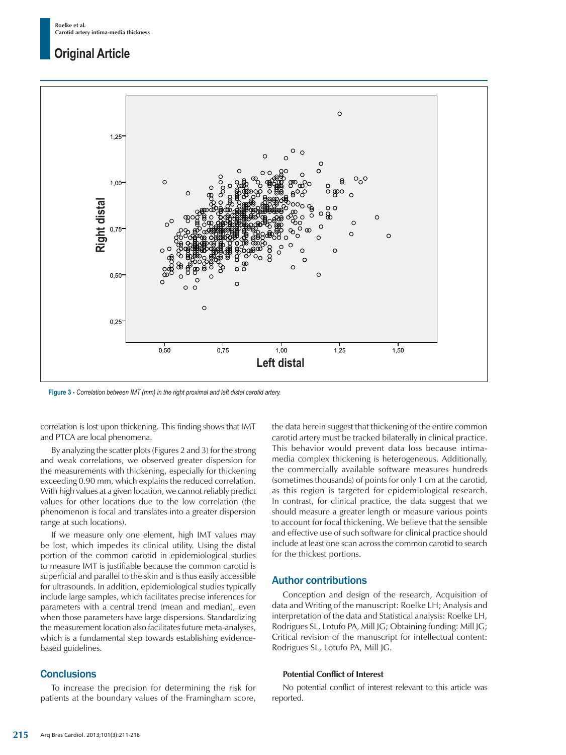Figure 3 - *Correlation between IMT (mm) in the right proximal and left distal carotid artery.*

correlation is lost upon thickening. This finding shows that IMT and PTCA are local phenomena.

By analyzing the scatter plots (Figures 2 and 3) for the strong and weak correlations, we observed greater dispersion for the measurements with thickening, especially for thickening exceeding 0.90 mm, which explains the reduced correlation. With high values at a given location, we cannot reliably predict values for other locations due to the low correlation (the phenomenon is focal and translates into a greater dispersion range at such locations).

If we measure only one element, high IMT values may be lost, which impedes its clinical utility. Using the distal portion of the common carotid in epidemiological studies to measure IMT is justifiable because the common carotid is superficial and parallel to the skin and is thus easily accessible for ultrasounds. In addition, epidemiological studies typically include large samples, which facilitates precise inferences for parameters with a central trend (mean and median), even when those parameters have large dispersions. Standardizing the measurement location also facilitates future meta-analyses, which is a fundamental step towards establishing evidence-based guidelines.

## Conclusions

To increase the precision for determining the risk for patients at the boundary values of the Framingham score, the data herein suggest that thickening of the entire common carotid artery must be tracked bilaterally in clinical practice. This behavior would prevent data loss because intima-media complex thickening is heterogeneous. Additionally, the commercially available software measures hundreds (sometimes thousands) of points for only 1 cm at the carotid, as this region is targeted for epidemiological research. In contrast, for clinical practice, the data suggest that we should measure a greater length or measure various points to account for focal thickening. We believe that the sensible and effective use of such software for clinical practice should include at least one scan across the common carotid to search for the thickest portions.

## Author contributions

Conception and design of the research, Acquisition of data and Writing of the manuscript: Roelke LH; Analysis and interpretation of the data and Statistical analysis: Roelke LH, Rodrigues SL, Lotufo PA, Mill JG; Obtaining funding: Mill JG; Critical revision of the manuscript for intellectual content: Rodrigues SL, Lotufo PA, Mill JG.

### Potential Conflict of Interest

No potential conflict of interest relevant to this article was reported.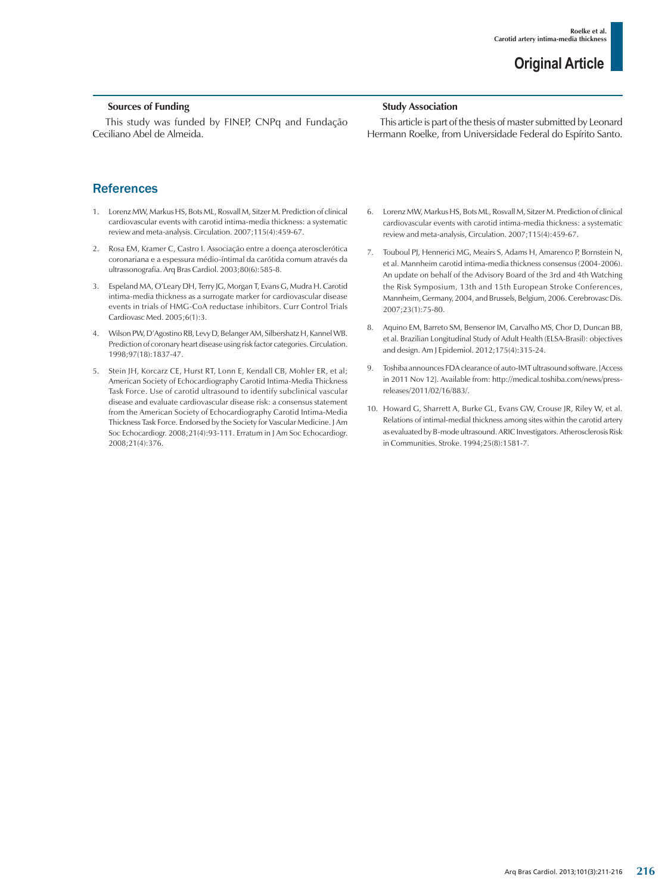### Sources of Funding

This study was funded by FINEP, CNPq and Fundação Ceciliano Abel de Almeida.

### Study Association

This article is part of the thesis of master submitted by Leonard Hermann Roelke, from Universidade Federal do Espírito Santo.

## References

1. Lorenz MW, Markus HS, Bots ML, Rosvall M, Sitzer M. Prediction of clinical cardiovascular events with carotid intima-media thickness: a systematic review and meta-analysis. Circulation. 2007;115(4):459-67.
2. Rosa EM, Kramer C, Castro I. Associação entre a doença aterosclerótica coronariana e a espessura médio-íntimal da carótida comum através da ultrassonografia. Arq Bras Cardiol. 2003;80(6):585-8.
3. Espeland MA, O'Leary DH, Terry JG, Morgan T, Evans G, Mudra H. Carotid intima-media thickness as a surrogate marker for cardiovascular disease events in trials of HMG-CoA reductase inhibitors. Curr Control Trials Cardiovasc Med. 2005;6(1):3.
4. Wilson PW, D'Agostino RB, Levy D, Belanger AM, Silbershatz H, Kannel WB. Prediction of coronary heart disease using risk factor categories. Circulation. 1998;97(18):1837-47.
5. Stein JH, Korcarz CE, Hurst RT, Lonn E, Kendall CB, Mohler ER, et al; American Society of Echocardiography Carotid Intima-Media Thickness Task Force. Use of carotid ultrasound to identify subclinical vascular disease and evaluate cardiovascular disease risk: a consensus statement from the American Society of Echocardiography Carotid Intima-Media Thickness Task Force. Endorsed by the Society for Vascular Medicine. J Am Soc Echocardiogr. 2008;21(4):93-111. Erratum in J Am Soc Echocardiogr. 2008;21(4):376.
6. Lorenz MW, Markus HS, Bots ML, Rosvall M, Sitzer M. Prediction of clinical cardiovascular events with carotid intima-media thickness: a systematic review and meta-analysis, Circulation. 2007;115(4):459-67.
7. Touboul PJ, Hennerici MG, Meairs S, Adams H, Amarenco P, Bornstein N, et al. Mannheim carotid intima-media thickness consensus (2004-2006). An update on behalf of the Advisory Board of the 3rd and 4th Watching the Risk Symposium, 13th and 15th European Stroke Conferences, Mannheim, Germany, 2004, and Brussels, Belgium, 2006. Cerebrovasc Dis. 2007;23(1):75-80.
8. Aquino EM, Barreto SM, Bensenor IM, Carvalho MS, Chor D, Duncan BB, et al. Brazilian Longitudinal Study of Adult Health (ELSA-Brasil): objectives and design. Am J Epidemiol. 2012;175(4):315-24.
9. Toshiba announces FDA clearance of auto-IMT ultrasound software. [Access in 2011 Nov 12]. Available from: http://medical.toshiba.com/news/press-releases/2011/02/16/883/.
10. Howard G, Sharrett A, Burke GL, Evans GW, Crouse JR, Riley W, et al. Relations of intimal-medial thickness among sites within the carotid artery as evaluated by B-mode ultrasound. ARIC Investigators. Atherosclerosis Risk in Communities. Stroke. 1994;25(8):1581-7.